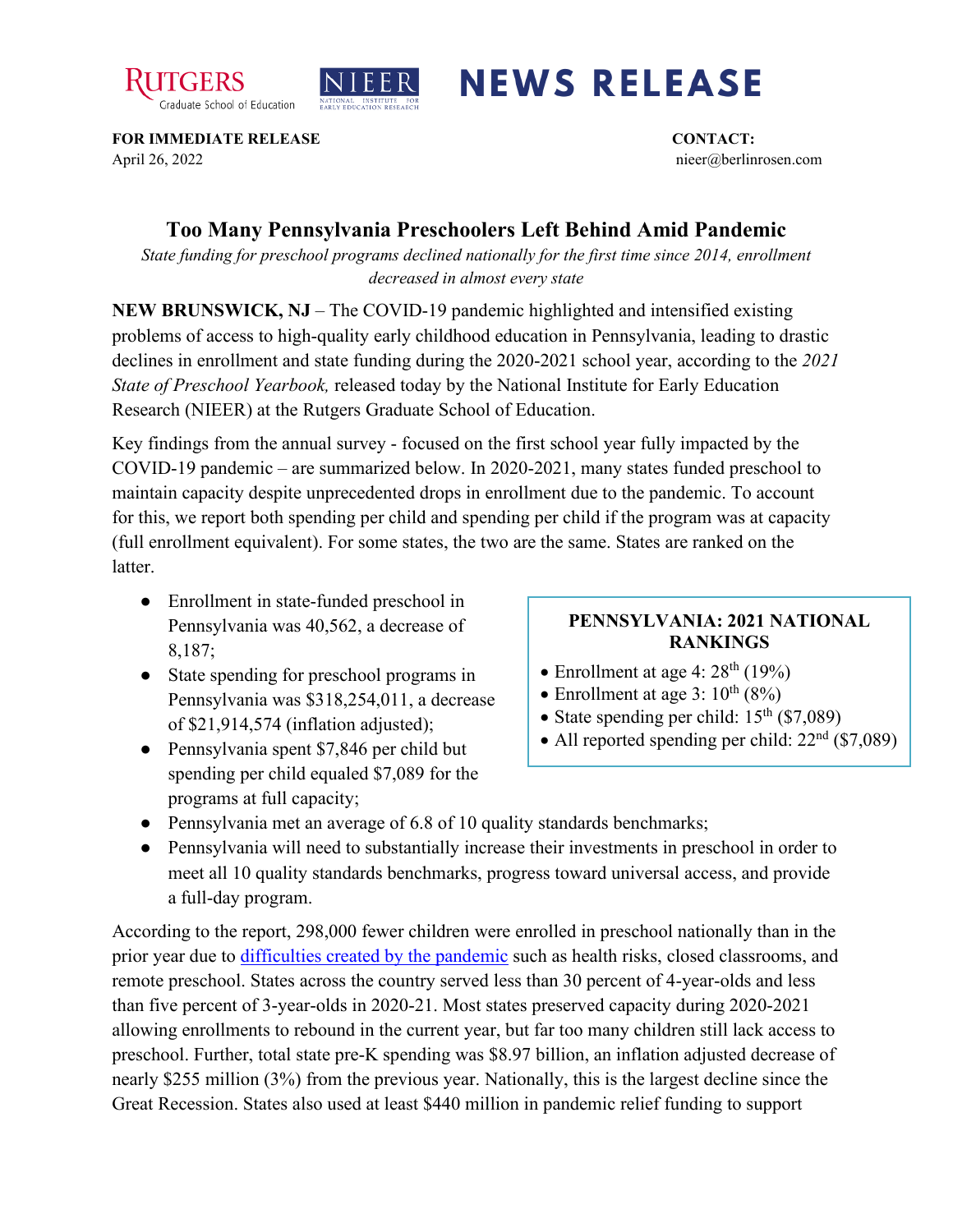Rutgers Graduate School of Education | NIEER National Institute for Early Education Research | **NEWS RELEASE**

**FOR IMMEDIATE RELEASE**
April 26, 2022

**CONTACT:**
nieer@berlinrosen.com

# Too Many Pennsylvania Preschoolers Left Behind Amid Pandemic

*State funding for preschool programs declined nationally for the first time since 2014, enrollment decreased in almost every state*

**NEW BRUNSWICK, NJ** – The COVID-19 pandemic highlighted and intensified existing problems of access to high-quality early childhood education in Pennsylvania, leading to drastic declines in enrollment and state funding during the 2020-2021 school year, according to the *2021 State of Preschool Yearbook,* released today by the National Institute for Early Education Research (NIEER) at the Rutgers Graduate School of Education.

Key findings from the annual survey - focused on the first school year fully impacted by the COVID-19 pandemic – are summarized below. In 2020-2021, many states funded preschool to maintain capacity despite unprecedented drops in enrollment due to the pandemic. To account for this, we report both spending per child and spending per child if the program was at capacity (full enrollment equivalent). For some states, the two are the same. States are ranked on the latter.

- Enrollment in state-funded preschool in Pennsylvania was 40,562, a decrease of 8,187;
- State spending for preschool programs in Pennsylvania was $318,254,011, a decrease of $21,914,574 (inflation adjusted);
- Pennsylvania spent $7,846 per child but spending per child equaled $7,089 for the programs at full capacity;
- Pennsylvania met an average of 6.8 of 10 quality standards benchmarks;
- Pennsylvania will need to substantially increase their investments in preschool in order to meet all 10 quality standards benchmarks, progress toward universal access, and provide a full-day program.

**PENNSYLVANIA: 2021 NATIONAL RANKINGS**

- Enrollment at age 4: 28th (19%)
- Enrollment at age 3: 10th (8%)
- State spending per child: 15th ($7,089)
- All reported spending per child: 22nd ($7,089)

According to the report, 298,000 fewer children were enrolled in preschool nationally than in the prior year due to difficulties created by the pandemic such as health risks, closed classrooms, and remote preschool. States across the country served less than 30 percent of 4-year-olds and less than five percent of 3-year-olds in 2020-21. Most states preserved capacity during 2020-2021 allowing enrollments to rebound in the current year, but far too many children still lack access to preschool. Further, total state pre-K spending was $8.97 billion, an inflation adjusted decrease of nearly $255 million (3%) from the previous year. Nationally, this is the largest decline since the Great Recession. States also used at least $440 million in pandemic relief funding to support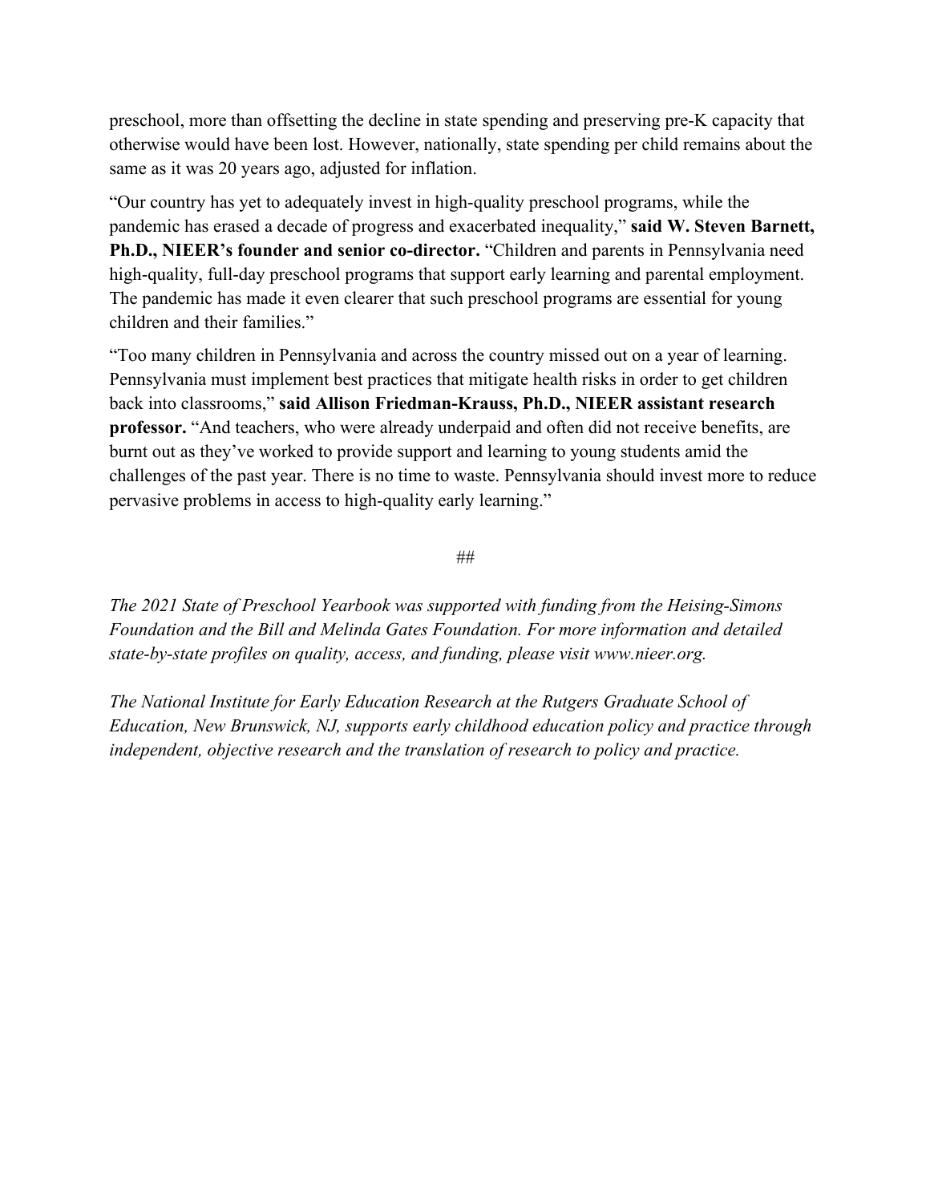preschool, more than offsetting the decline in state spending and preserving pre-K capacity that otherwise would have been lost. However, nationally, state spending per child remains about the same as it was 20 years ago, adjusted for inflation.

"Our country has yet to adequately invest in high-quality preschool programs, while the pandemic has erased a decade of progress and exacerbated inequality," **said W. Steven Barnett, Ph.D., NIEER's founder and senior co-director.** "Children and parents in Pennsylvania need high-quality, full-day preschool programs that support early learning and parental employment. The pandemic has made it even clearer that such preschool programs are essential for young children and their families."

"Too many children in Pennsylvania and across the country missed out on a year of learning. Pennsylvania must implement best practices that mitigate health risks in order to get children back into classrooms," **said Allison Friedman-Krauss, Ph.D., NIEER assistant research professor.** "And teachers, who were already underpaid and often did not receive benefits, are burnt out as they've worked to provide support and learning to young students amid the challenges of the past year. There is no time to waste. Pennsylvania should invest more to reduce pervasive problems in access to high-quality early learning."

##

*The 2021 State of Preschool Yearbook was supported with funding from the Heising-Simons Foundation and the Bill and Melinda Gates Foundation. For more information and detailed state-by-state profiles on quality, access, and funding, please visit www.nieer.org.*

*The National Institute for Early Education Research at the Rutgers Graduate School of Education, New Brunswick, NJ, supports early childhood education policy and practice through independent, objective research and the translation of research to policy and practice.*